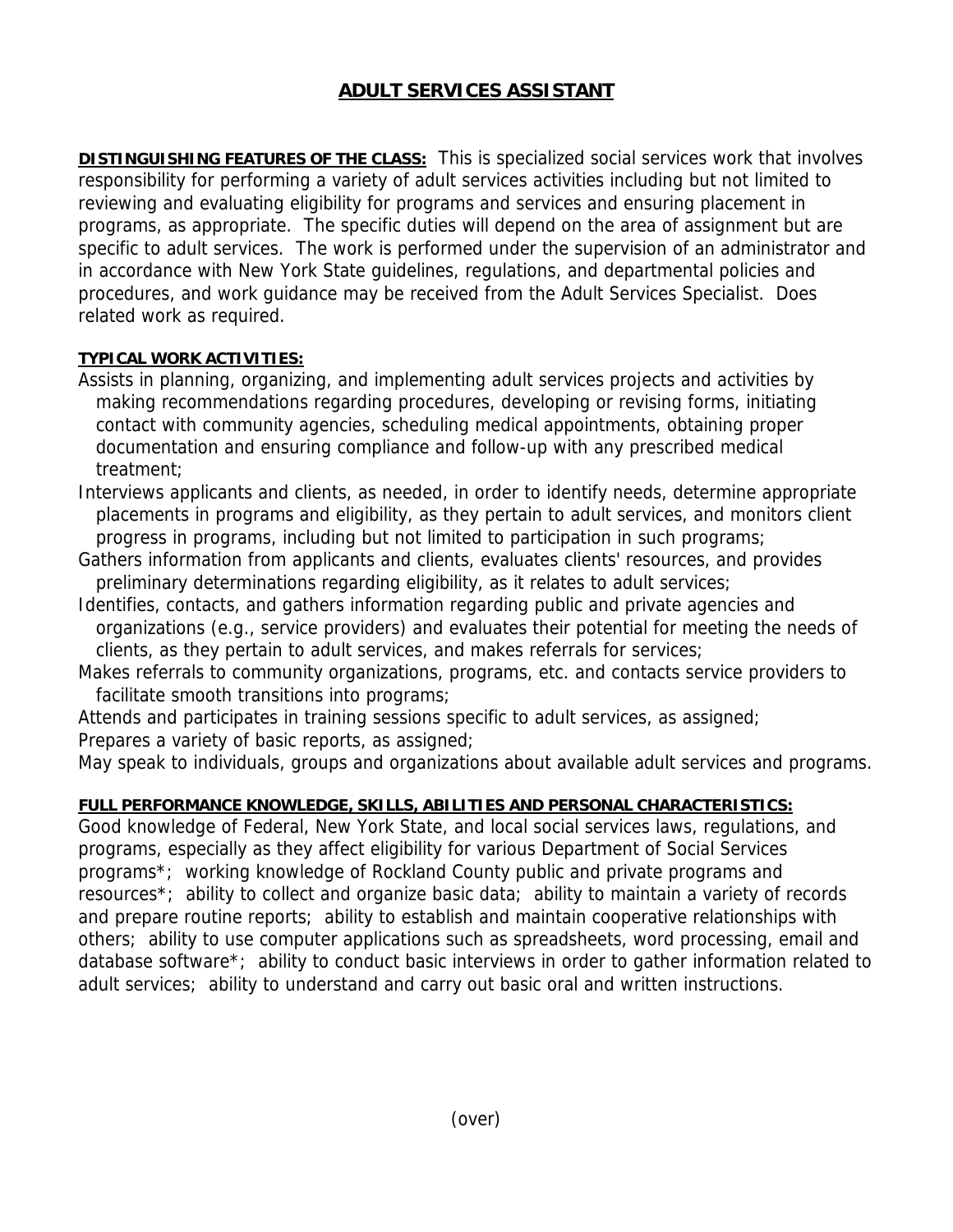# ADULT SERVICES ASSISTANT

**DISTINGUISHING FEATURES OF THE CLASS:** This is specialized social services work that involves responsibility for performing a variety of adult services activities including but not limited to reviewing and evaluating eligibility for programs and services and ensuring placement in programs, as appropriate. The specific duties will depend on the area of assignment but are specific to adult services. The work is performed under the supervision of an administrator and in accordance with New York State guidelines, regulations, and departmental policies and procedures, and work guidance may be received from the Adult Services Specialist. Does related work as required.

**TYPICAL WORK ACTIVITIES:**

Assists in planning, organizing, and implementing adult services projects and activities by making recommendations regarding procedures, developing or revising forms, initiating contact with community agencies, scheduling medical appointments, obtaining proper documentation and ensuring compliance and follow-up with any prescribed medical treatment;

Interviews applicants and clients, as needed, in order to identify needs, determine appropriate placements in programs and eligibility, as they pertain to adult services, and monitors client progress in programs, including but not limited to participation in such programs;

Gathers information from applicants and clients, evaluates clients' resources, and provides preliminary determinations regarding eligibility, as it relates to adult services;

Identifies, contacts, and gathers information regarding public and private agencies and organizations (e.g., service providers) and evaluates their potential for meeting the needs of clients, as they pertain to adult services, and makes referrals for services;

Makes referrals to community organizations, programs, etc. and contacts service providers to facilitate smooth transitions into programs;

Attends and participates in training sessions specific to adult services, as assigned;

Prepares a variety of basic reports, as assigned;

May speak to individuals, groups and organizations about available adult services and programs.

**FULL PERFORMANCE KNOWLEDGE, SKILLS, ABILITIES AND PERSONAL CHARACTERISTICS:**

Good knowledge of Federal, New York State, and local social services laws, regulations, and programs, especially as they affect eligibility for various Department of Social Services programs*; working knowledge of Rockland County public and private programs and resources*; ability to collect and organize basic data; ability to maintain a variety of records and prepare routine reports; ability to establish and maintain cooperative relationships with others; ability to use computer applications such as spreadsheets, word processing, email and database software*; ability to conduct basic interviews in order to gather information related to adult services; ability to understand and carry out basic oral and written instructions.

(over)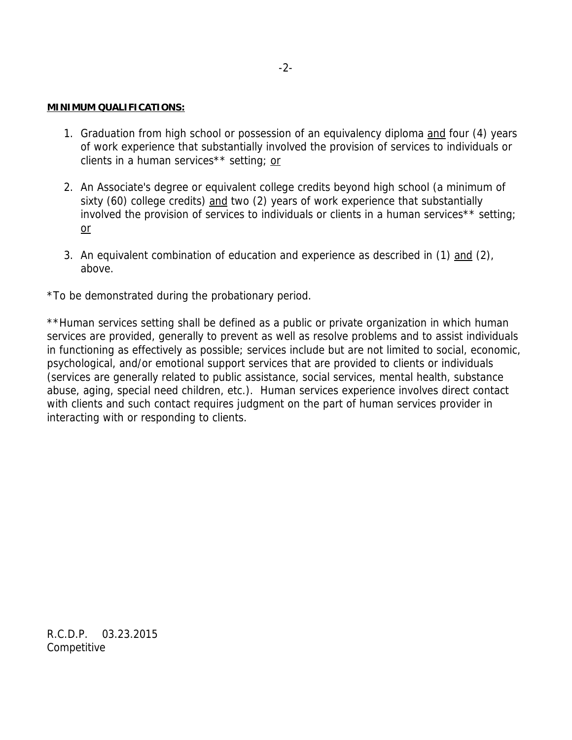**MINIMUM QUALIFICATIONS:**

1. Graduation from high school or possession of an equivalency diploma <u>and</u> four (4) years of work experience that substantially involved the provision of services to individuals or clients in a human services** setting; <u>or</u>

2. An Associate's degree or equivalent college credits beyond high school (a minimum of sixty (60) college credits) <u>and</u> two (2) years of work experience that substantially involved the provision of services to individuals or clients in a human services** setting; <u>or</u>

3. An equivalent combination of education and experience as described in (1) <u>and</u> (2), above.

*To be demonstrated during the probationary period.

**Human services setting shall be defined as a public or private organization in which human services are provided, generally to prevent as well as resolve problems and to assist individuals in functioning as effectively as possible; services include but are not limited to social, economic, psychological, and/or emotional support services that are provided to clients or individuals (services are generally related to public assistance, social services, mental health, substance abuse, aging, special need children, etc.). Human services experience involves direct contact with clients and such contact requires judgment on the part of human services provider in interacting with or responding to clients.

R.C.D.P. 03.23.2015
Competitive